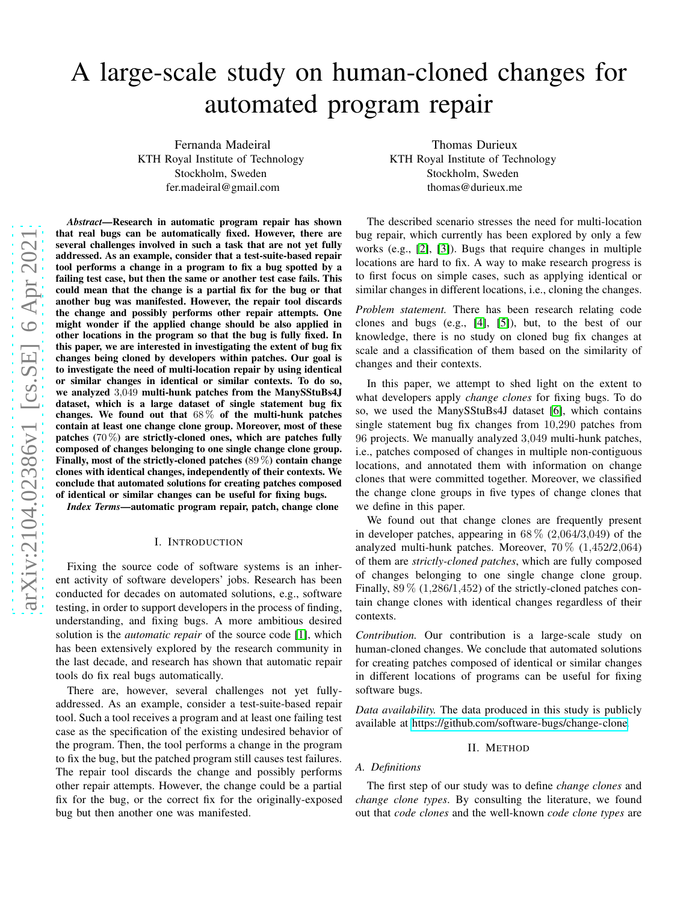# A large-scale study on human-cloned changes for automated program repair

Fernanda Madeiral
KTH Royal Institute of Technology
Stockholm, Sweden
fer.madeiral@gmail.com

Thomas Durieux
KTH Royal Institute of Technology
Stockholm, Sweden
thomas@durieux.me

***Abstract*—Research in automatic program repair has shown that real bugs can be automatically fixed. However, there are several challenges involved in such a task that are not yet fully addressed. As an example, consider that a test-suite-based repair tool performs a change in a program to fix a bug spotted by a failing test case, but then the same or another test case fails. This could mean that the change is a partial fix for the bug or that another bug was manifested. However, the repair tool discards the change and possibly performs other repair attempts. One might wonder if the applied change should be also applied in other locations in the program so that the bug is fully fixed. In this paper, we are interested in investigating the extent of bug fix changes being cloned by developers within patches. Our goal is to investigate the need of multi-location repair by using identical or similar changes in identical or similar contexts. To do so, we analyzed 3,049 multi-hunk patches from the ManySStuBs4J dataset, which is a large dataset of single statement bug fix changes. We found out that 68 % of the multi-hunk patches contain at least one change clone group. Moreover, most of these patches (70 %) are strictly-cloned ones, which are patches fully composed of changes belonging to one single change clone group. Finally, most of the strictly-cloned patches (89 %) contain change clones with identical changes, independently of their contexts. We conclude that automated solutions for creating patches composed of identical or similar changes can be useful for fixing bugs.**

***Index Terms*—automatic program repair, patch, change clone**

## I. Introduction

Fixing the source code of software systems is an inherent activity of software developers' jobs. Research has been conducted for decades on automated solutions, e.g., software testing, in order to support developers in the process of finding, understanding, and fixing bugs. A more ambitious desired solution is the *automatic repair* of the source code [1], which has been extensively explored by the research community in the last decade, and research has shown that automatic repair tools do fix real bugs automatically.

There are, however, several challenges not yet fully-addressed. As an example, consider a test-suite-based repair tool. Such a tool receives a program and at least one failing test case as the specification of the existing undesired behavior of the program. Then, the tool performs a change in the program to fix the bug, but the patched program still causes test failures. The repair tool discards the change and possibly performs other repair attempts. However, the change could be a partial fix for the bug, or the correct fix for the originally-exposed bug but then another one was manifested.

The described scenario stresses the need for multi-location bug repair, which currently has been explored by only a few works (e.g., [2], [3]). Bugs that require changes in multiple locations are hard to fix. A way to make research progress is to first focus on simple cases, such as applying identical or similar changes in different locations, i.e., cloning the changes.

*Problem statement.* There has been research relating code clones and bugs (e.g., [4], [5]), but, to the best of our knowledge, there is no study on cloned bug fix changes at scale and a classification of them based on the similarity of changes and their contexts.

In this paper, we attempt to shed light on the extent to what developers apply *change clones* for fixing bugs. To do so, we used the ManySStuBs4J dataset [6], which contains single statement bug fix changes from 10,290 patches from 96 projects. We manually analyzed 3,049 multi-hunk patches, i.e., patches composed of changes in multiple non-contiguous locations, and annotated them with information on change clones that were committed together. Moreover, we classified the change clone groups in five types of change clones that we define in this paper.

We found out that change clones are frequently present in developer patches, appearing in 68 % (2,064/3,049) of the analyzed multi-hunk patches. Moreover, 70 % (1,452/2,064) of them are *strictly-cloned patches*, which are fully composed of changes belonging to one single change clone group. Finally, 89 % (1,286/1,452) of the strictly-cloned patches contain change clones with identical changes regardless of their contexts.

*Contribution.* Our contribution is a large-scale study on human-cloned changes. We conclude that automated solutions for creating patches composed of identical or similar changes in different locations of programs can be useful for fixing software bugs.

*Data availability.* The data produced in this study is publicly available at https://github.com/software-bugs/change-clone

## II. Method

### A. Definitions

The first step of our study was to define *change clones* and *change clone types*. By consulting the literature, we found out that *code clones* and the well-known *code clone types* are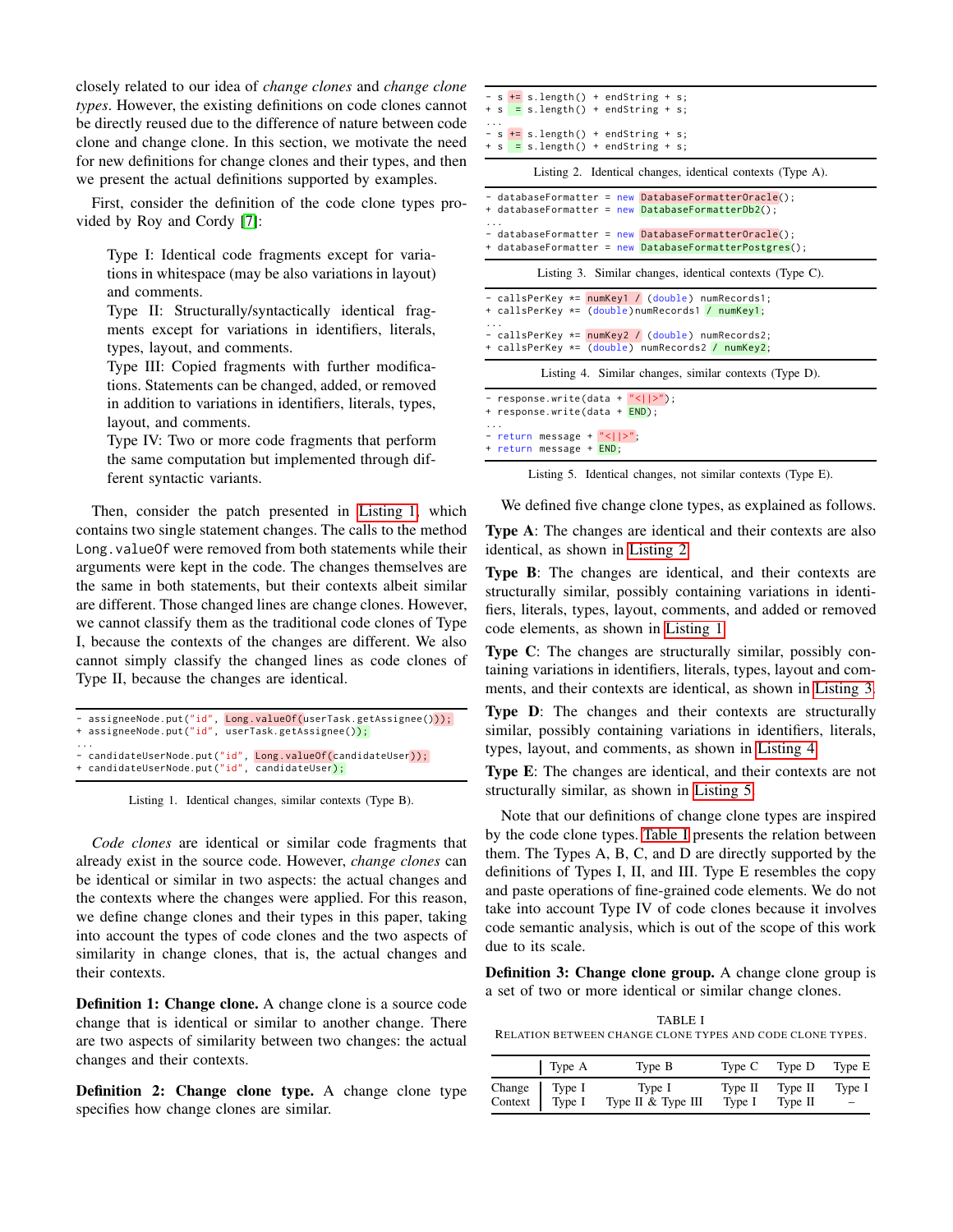closely related to our idea of *change clones* and *change clone types*. However, the existing definitions on code clones cannot be directly reused due to the difference of nature between code clone and change clone. In this section, we motivate the need for new definitions for change clones and their types, and then we present the actual definitions supported by examples.

First, consider the definition of the code clone types provided by Roy and Cordy [7]:

> Type I: Identical code fragments except for variations in whitespace (may be also variations in layout) and comments.
> Type II: Structurally/syntactically identical fragments except for variations in identifiers, literals, types, layout, and comments.
> Type III: Copied fragments with further modifications. Statements can be changed, added, or removed in addition to variations in identifiers, literals, types, layout, and comments.
> Type IV: Two or more code fragments that perform the same computation but implemented through different syntactic variants.

Then, consider the patch presented in Listing 1, which contains two single statement changes. The calls to the method `Long.valueOf` were removed from both statements while their arguments were kept in the code. The changes themselves are the same in both statements, but their contexts albeit similar are different. Those changed lines are change clones. However, we cannot classify them as the traditional code clones of Type I, because the contexts of the changes are different. We also cannot simply classify the changed lines as code clones of Type II, because the changes are identical.

```
- assigneeNode.put("id", Long.valueOf(userTask.getAssignee()));
+ assigneeNode.put("id", userTask.getAssignee());
...
- candidateUserNode.put("id", Long.valueOf(candidateUser));
+ candidateUserNode.put("id", candidateUser);
```

Listing 1. Identical changes, similar contexts (Type B).

*Code clones* are identical or similar code fragments that already exist in the source code. However, *change clones* can be identical or similar in two aspects: the actual changes and the contexts where the changes were applied. For this reason, we define change clones and their types in this paper, taking into account the types of code clones and the two aspects of similarity in change clones, that is, the actual changes and their contexts.

**Definition 1: Change clone.** A change clone is a source code change that is identical or similar to another change. There are two aspects of similarity between two changes: the actual changes and their contexts.

**Definition 2: Change clone type.** A change clone type specifies how change clones are similar.

```
- s += s.length() + endString + s;
+ s  = s.length() + endString + s;
...
- s += s.length() + endString + s;
+ s  = s.length() + endString + s;
```

Listing 2. Identical changes, identical contexts (Type A).

```
- databaseFormatter = new DatabaseFormatterOracle();
+ databaseFormatter = new DatabaseFormatterDb2();
...
- databaseFormatter = new DatabaseFormatterOracle();
+ databaseFormatter = new DatabaseFormatterPostgres();
```

Listing 3. Similar changes, identical contexts (Type C).

```
- callsPerKey *= numKey1 / (double) numRecords1;
+ callsPerKey *= (double)numRecords1 / numKey1;
...
- callsPerKey *= numKey2 / (double) numRecords2;
+ callsPerKey *= (double) numRecords2 / numKey2;
```

Listing 4. Similar changes, similar contexts (Type D).

```
- response.write(data + "<||>");
+ response.write(data + END);
...
- return message + "<||>";
+ return message + END;
```

Listing 5. Identical changes, not similar contexts (Type E).

We defined five change clone types, as explained as follows.

**Type A**: The changes are identical and their contexts are also identical, as shown in Listing 2.

**Type B**: The changes are identical, and their contexts are structurally similar, possibly containing variations in identifiers, literals, types, layout, comments, and added or removed code elements, as shown in Listing 1.

**Type C**: The changes are structurally similar, possibly containing variations in identifiers, literals, types, layout and comments, and their contexts are identical, as shown in Listing 3.

**Type D**: The changes and their contexts are structurally similar, possibly containing variations in identifiers, literals, types, layout, and comments, as shown in Listing 4.

**Type E**: The changes are identical, and their contexts are not structurally similar, as shown in Listing 5.

Note that our definitions of change clone types are inspired by the code clone types. Table I presents the relation between them. The Types A, B, C, and D are directly supported by the definitions of Types I, II, and III. Type E resembles the copy and paste operations of fine-grained code elements. We do not take into account Type IV of code clones because it involves code semantic analysis, which is out of the scope of this work due to its scale.

**Definition 3: Change clone group.** A change clone group is a set of two or more identical or similar change clones.

TABLE I
RELATION BETWEEN CHANGE CLONE TYPES AND CODE CLONE TYPES.

| | Type A | Type B | Type C | Type D | Type E |
|---|---|---|---|---|---|
| Change | Type I | Type I | Type II | Type II | Type I |
| Context | Type I | Type II & Type III | Type I | Type II | – |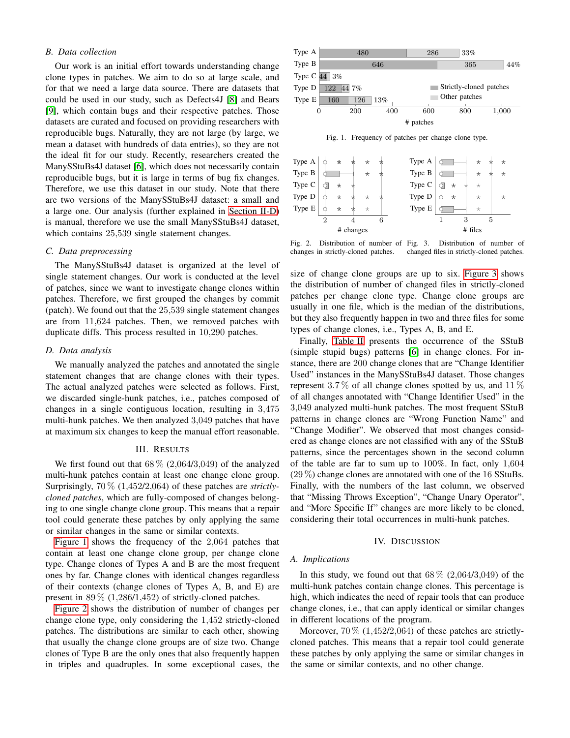### B. Data collection

Our work is an initial effort towards understanding change clone types in patches. We aim to do so at large scale, and for that we need a large data source. There are datasets that could be used in our study, such as Defects4J [8] and Bears [9], which contain bugs and their respective patches. Those datasets are curated and focused on providing researchers with reproducible bugs. Naturally, they are not large (by large, we mean a dataset with hundreds of data entries), so they are not the ideal fit for our study. Recently, researchers created the ManySStuBs4J dataset [6], which does not necessarily contain reproducible bugs, but it is large in terms of bug fix changes. Therefore, we use this dataset in our study. Note that there are two versions of the ManySStuBs4J dataset: a small and a large one. Our analysis (further explained in Section II-D) is manual, therefore we use the small ManySStuBs4J dataset, which contains 25,539 single statement changes.

### C. Data preprocessing

The ManySStuBs4J dataset is organized at the level of single statement changes. Our work is conducted at the level of patches, since we want to investigate change clones within patches. Therefore, we first grouped the changes by commit (patch). We found out that the 25,539 single statement changes are from 11,624 patches. Then, we removed patches with duplicate diffs. This process resulted in 10,290 patches.

### D. Data analysis

We manually analyzed the patches and annotated the single statement changes that are change clones with their types. The actual analyzed patches were selected as follows. First, we discarded single-hunk patches, i.e., patches composed of changes in a single contiguous location, resulting in 3,475 multi-hunk patches. We then analyzed 3,049 patches that have at maximum six changes to keep the manual effort reasonable.

## III. Results

We first found out that 68 % (2,064/3,049) of the analyzed multi-hunk patches contain at least one change clone group. Surprisingly, 70 % (1,452/2,064) of these patches are *strictly-cloned patches*, which are fully-composed of changes belonging to one single change clone group. This means that a repair tool could generate these patches by only applying the same or similar changes in the same or similar contexts.

Figure 1 shows the frequency of the 2,064 patches that contain at least one change clone group, per change clone type. Change clones of Types A and B are the most frequent ones by far. Change clones with identical changes regardless of their contexts (change clones of Types A, B, and E) are present in 89 % (1,286/1,452) of strictly-cloned patches.

Figure 2 shows the distribution of number of changes per change clone type, only considering the 1,452 strictly-cloned patches. The distributions are similar to each other, showing that usually the change clone groups are of size two. Change clones of Type B are the only ones that also frequently happen in triples and quadruples. In some exceptional cases, the size of change clone groups are up to six. Figure 3 shows the distribution of number of changed files in strictly-cloned patches per change clone type. Change clone groups are usually in one file, which is the median of the distributions, but they also frequently happen in two and three files for some types of change clones, i.e., Types A, B, and E.

| | Strictly-cloned patches | Other patches | |
|---|---|---|---|
| Type A | 480 | 286 | 33% |
| Type B | 646 | 365 | 44% |
| Type C | 44 | | 3% |
| Type D | 122 | 44 | 7% |
| Type E | 160 | 126 | 13% |

Fig. 1. Frequency of patches per change clone type.

Fig. 2. Distribution of number of changes in strictly-cloned patches.

Fig. 3. Distribution of number of changed files in strictly-cloned patches.

Finally, Table II presents the occurrence of the SStuB (simple stupid bugs) patterns [6] in change clones. For instance, there are 200 change clones that are "Change Identifier Used" instances in the ManySStuBs4J dataset. Those changes represent 3.7 % of all change clones spotted by us, and 11 % of all changes annotated with "Change Identifier Used" in the 3,049 analyzed multi-hunk patches. The most frequent SStuB patterns in change clones are "Wrong Function Name" and "Change Modifier". We observed that most changes considered as change clones are not classified with any of the SStuB patterns, since the percentages shown in the second column of the table are far to sum up to 100%. In fact, only 1,604 (29 %) change clones are annotated with one of the 16 SStuBs. Finally, with the numbers of the last column, we observed that "Missing Throws Exception", "Change Unary Operator", and "More Specific If" changes are more likely to be cloned, considering their total occurrences in multi-hunk patches.

## IV. Discussion

### A. Implications

In this study, we found out that 68 % (2,064/3,049) of the multi-hunk patches contain change clones. This percentage is high, which indicates the need of repair tools that can produce change clones, i.e., that can apply identical or similar changes in different locations of the program.

Moreover, 70 % (1,452/2,064) of these patches are strictly-cloned patches. This means that a repair tool could generate these patches by only applying the same or similar changes in the same or similar contexts, and no other change.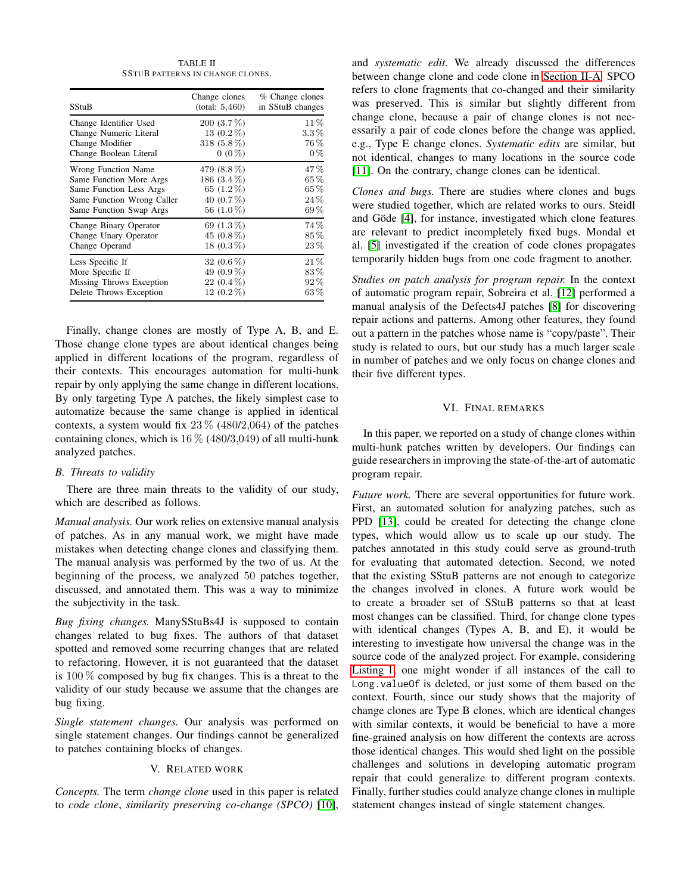TABLE II
SStuB patterns in change clones.

| SStuB | Change clones (total: 5,460) | % Change clones in SStuB changes |
|---|---|---|
| Change Identifier Used | 200 (3.7 %) | 11 % |
| Change Numeric Literal | 13 (0.2 %) | 3.3 % |
| Change Modifier | 318 (5.8 %) | 76 % |
| Change Boolean Literal | 0 (0 %) | 0 % |
| Wrong Function Name | 479 (8.8 %) | 47 % |
| Same Function More Args | 186 (3.4 %) | 65 % |
| Same Function Less Args | 65 (1.2 %) | 65 % |
| Same Function Wrong Caller | 40 (0.7 %) | 24 % |
| Same Function Swap Args | 56 (1.0 %) | 69 % |
| Change Binary Operator | 69 (1.3 %) | 74 % |
| Change Unary Operator | 45 (0.8 %) | 85 % |
| Change Operand | 18 (0.3 %) | 23 % |
| Less Specific If | 32 (0.6 %) | 21 % |
| More Specific If | 49 (0.9 %) | 83 % |
| Missing Throws Exception | 22 (0.4 %) | 92 % |
| Delete Throws Exception | 12 (0.2 %) | 63 % |

Finally, change clones are mostly of Type A, B, and E. Those change clone types are about identical changes being applied in different locations of the program, regardless of their contexts. This encourages automation for multi-hunk repair by only applying the same change in different locations. By only targeting Type A patches, the likely simplest case to automatize because the same change is applied in identical contexts, a system would fix 23 % (480/2,064) of the patches containing clones, which is 16 % (480/3,049) of all multi-hunk analyzed patches.

### B. Threats to validity

There are three main threats to the validity of our study, which are described as follows.

*Manual analysis.* Our work relies on extensive manual analysis of patches. As in any manual work, we might have made mistakes when detecting change clones and classifying them. The manual analysis was performed by the two of us. At the beginning of the process, we analyzed 50 patches together, discussed, and annotated them. This was a way to minimize the subjectivity in the task.

*Bug fixing changes.* ManySStuBs4J is supposed to contain changes related to bug fixes. The authors of that dataset spotted and removed some recurring changes that are related to refactoring. However, it is not guaranteed that the dataset is 100 % composed by bug fix changes. This is a threat to the validity of our study because we assume that the changes are bug fixing.

*Single statement changes.* Our analysis was performed on single statement changes. Our findings cannot be generalized to patches containing blocks of changes.

## V. Related Work

*Concepts.* The term *change clone* used in this paper is related to *code clone*, *similarity preserving co-change (SPCO)* [10], and *systematic edit*. We already discussed the differences between change clone and code clone in Section II-A. SPCO refers to clone fragments that co-changed and their similarity was preserved. This is similar but slightly different from change clone, because a pair of change clones is not necessarily a pair of code clones before the change was applied, e.g., Type E change clones. *Systematic edits* are similar, but not identical, changes to many locations in the source code [11]. On the contrary, change clones can be identical.

*Clones and bugs.* There are studies where clones and bugs were studied together, which are related works to ours. Steidl and Göde [4], for instance, investigated which clone features are relevant to predict incompletely fixed bugs. Mondal et al. [5] investigated if the creation of code clones propagates temporarily hidden bugs from one code fragment to another.

*Studies on patch analysis for program repair.* In the context of automatic program repair, Sobreira et al. [12] performed a manual analysis of the Defects4J patches [8] for discovering repair actions and patterns. Among other features, they found out a pattern in the patches whose name is "copy/paste". Their study is related to ours, but our study has a much larger scale in number of patches and we only focus on change clones and their five different types.

## VI. Final Remarks

In this paper, we reported on a study of change clones within multi-hunk patches written by developers. Our findings can guide researchers in improving the state-of-the-art of automatic program repair.

*Future work.* There are several opportunities for future work. First, an automated solution for analyzing patches, such as PPD [13], could be created for detecting the change clone types, which would allow us to scale up our study. The patches annotated in this study could serve as ground-truth for evaluating that automated detection. Second, we noted that the existing SStuB patterns are not enough to categorize the changes involved in clones. A future work would be to create a broader set of SStuB patterns so that at least most changes can be classified. Third, for change clone types with identical changes (Types A, B, and E), it would be interesting to investigate how universal the change was in the source code of the analyzed project. For example, considering Listing 1, one might wonder if all instances of the call to `Long.valueOf` is deleted, or just some of them based on the context. Fourth, since our study shows that the majority of change clones are Type B clones, which are identical changes with similar contexts, it would be beneficial to have a more fine-grained analysis on how different the contexts are across those identical changes. This would shed light on the possible challenges and solutions in developing automatic program repair that could generalize to different program contexts. Finally, further studies could analyze change clones in multiple statement changes instead of single statement changes.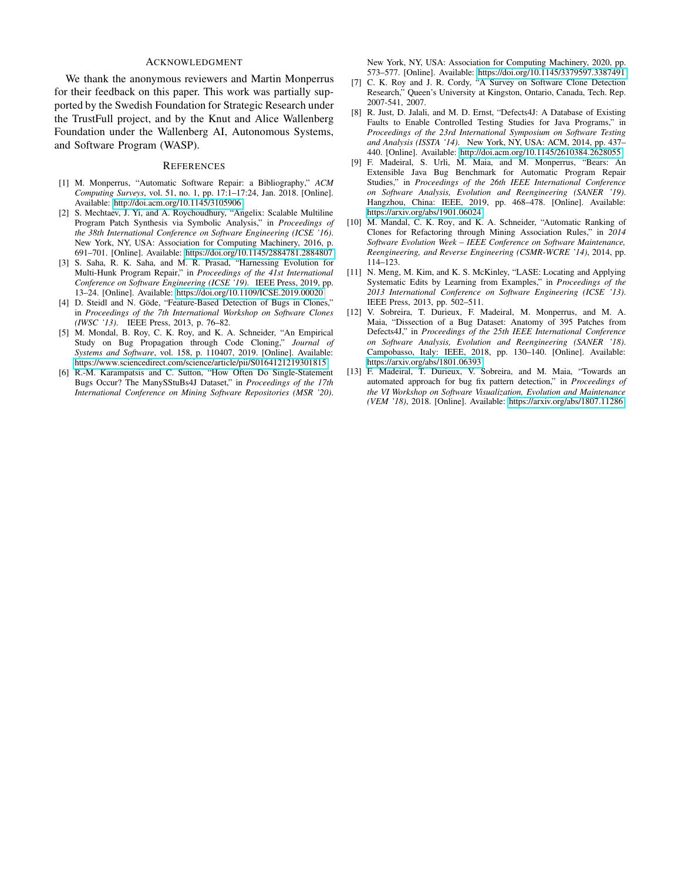## Acknowledgment

We thank the anonymous reviewers and Martin Monperrus for their feedback on this paper. This work was partially supported by the Swedish Foundation for Strategic Research under the TrustFull project, and by the Knut and Alice Wallenberg Foundation under the Wallenberg AI, Autonomous Systems, and Software Program (WASP).

## References

[1] M. Monperrus, "Automatic Software Repair: a Bibliography," *ACM Computing Surveys*, vol. 51, no. 1, pp. 17:1–17:24, Jan. 2018. [Online]. Available: http://doi.acm.org/10.1145/3105906

[2] S. Mechtaev, J. Yi, and A. Roychoudhury, "Angelix: Scalable Multiline Program Patch Synthesis via Symbolic Analysis," in *Proceedings of the 38th International Conference on Software Engineering (ICSE '16)*. New York, NY, USA: Association for Computing Machinery, 2016, p. 691–701. [Online]. Available: https://doi.org/10.1145/2884781.2884807

[3] S. Saha, R. K. Saha, and M. R. Prasad, "Harnessing Evolution for Multi-Hunk Program Repair," in *Proceedings of the 41st International Conference on Software Engineering (ICSE '19)*. IEEE Press, 2019, pp. 13–24. [Online]. Available: https://doi.org/10.1109/ICSE.2019.00020

[4] D. Steidl and N. Göde, "Feature-Based Detection of Bugs in Clones," in *Proceedings of the 7th International Workshop on Software Clones (IWSC '13)*. IEEE Press, 2013, p. 76–82.

[5] M. Mondal, B. Roy, C. K. Roy, and K. A. Schneider, "An Empirical Study on Bug Propagation through Code Cloning," *Journal of Systems and Software*, vol. 158, p. 110407, 2019. [Online]. Available: https://www.sciencedirect.com/science/article/pii/S0164121219301815

[6] R.-M. Karampatsis and C. Sutton, "How Often Do Single-Statement Bugs Occur? The ManySStuBs4J Dataset," in *Proceedings of the 17th International Conference on Mining Software Repositories (MSR '20)*. New York, NY, USA: Association for Computing Machinery, 2020, pp. 573–577. [Online]. Available: https://doi.org/10.1145/3379597.3387491

[7] C. K. Roy and J. R. Cordy, "A Survey on Software Clone Detection Research," Queen's University at Kingston, Ontario, Canada, Tech. Rep. 2007-541, 2007.

[8] R. Just, D. Jalali, and M. D. Ernst, "Defects4J: A Database of Existing Faults to Enable Controlled Testing Studies for Java Programs," in *Proceedings of the 23rd International Symposium on Software Testing and Analysis (ISSTA '14)*. New York, NY, USA: ACM, 2014, pp. 437–440. [Online]. Available: http://doi.acm.org/10.1145/2610384.2628055

[9] F. Madeiral, S. Urli, M. Maia, and M. Monperrus, "Bears: An Extensible Java Bug Benchmark for Automatic Program Repair Studies," in *Proceedings of the 26th IEEE International Conference on Software Analysis, Evolution and Reengineering (SANER '19)*. Hangzhou, China: IEEE, 2019, pp. 468–478. [Online]. Available: https://arxiv.org/abs/1901.06024

[10] M. Mandal, C. K. Roy, and K. A. Schneider, "Automatic Ranking of Clones for Refactoring through Mining Association Rules," in *2014 Software Evolution Week – IEEE Conference on Software Maintenance, Reengineering, and Reverse Engineering (CSMR-WCRE '14)*, 2014, pp. 114–123.

[11] N. Meng, M. Kim, and K. S. McKinley, "LASE: Locating and Applying Systematic Edits by Learning from Examples," in *Proceedings of the 2013 International Conference on Software Engineering (ICSE '13)*. IEEE Press, 2013, pp. 502–511.

[12] V. Sobreira, T. Durieux, F. Madeiral, M. Monperrus, and M. A. Maia, "Dissection of a Bug Dataset: Anatomy of 395 Patches from Defects4J," in *Proceedings of the 25th IEEE International Conference on Software Analysis, Evolution and Reengineering (SANER '18)*. Campobasso, Italy: IEEE, 2018, pp. 130–140. [Online]. Available: https://arxiv.org/abs/1801.06393

[13] F. Madeiral, T. Durieux, V. Sobreira, and M. Maia, "Towards an automated approach for bug fix pattern detection," in *Proceedings of the VI Workshop on Software Visualization, Evolution and Maintenance (VEM '18)*, 2018. [Online]. Available: https://arxiv.org/abs/1807.11286